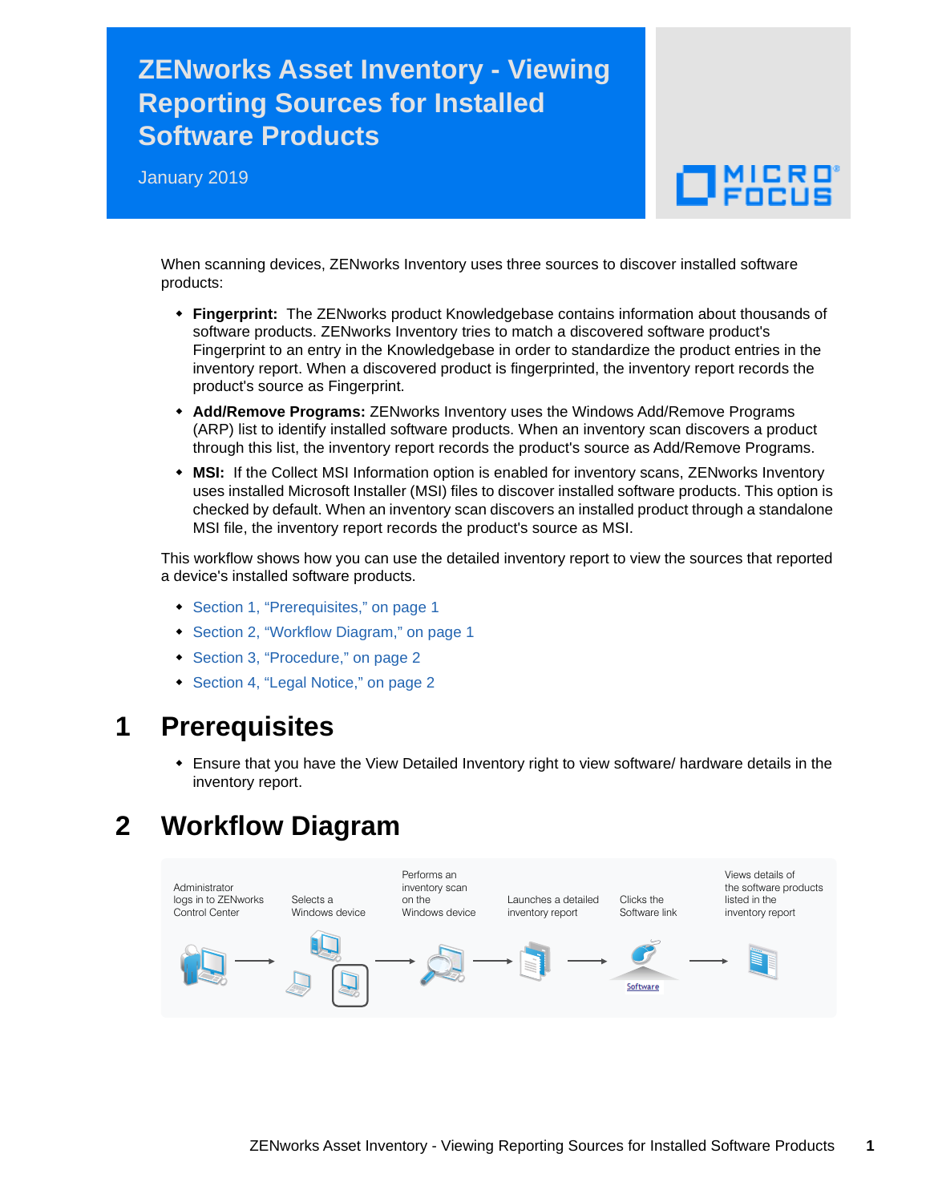# ZENworks Asset Inventory - Viewing Reporting Sources for Installed Software Products

January 2019

When scanning devices, ZENworks Inventory uses three sources to discover installed software products:

- **Fingerprint:** The ZENworks product Knowledgebase contains information about thousands of software products. ZENworks Inventory tries to match a discovered software product's Fingerprint to an entry in the Knowledgebase in order to standardize the product entries in the inventory report. When a discovered product is fingerprinted, the inventory report records the product's source as Fingerprint.
- **Add/Remove Programs:** ZENworks Inventory uses the Windows Add/Remove Programs (ARP) list to identify installed software products. When an inventory scan discovers a product through this list, the inventory report records the product's source as Add/Remove Programs.
- **MSI:** If the Collect MSI Information option is enabled for inventory scans, ZENworks Inventory uses installed Microsoft Installer (MSI) files to discover installed software products. This option is checked by default. When an inventory scan discovers an installed product through a standalone MSI file, the inventory report records the product's source as MSI.

This workflow shows how you can use the detailed inventory report to view the sources that reported a device's installed software products.

- Section 1, "Prerequisites," on page 1
- Section 2, "Workflow Diagram," on page 1
- Section 3, "Procedure," on page 2
- Section 4, "Legal Notice," on page 2

## 1 Prerequisites

- Ensure that you have the View Detailed Inventory right to view software/ hardware details in the inventory report.

## 2 Workflow Diagram

Administrator logs in to ZENworks Control Center → Selects a Windows device → Performs an inventory scan on the Windows device → Launches a detailed inventory report → Clicks the Software link → Views details of the software products listed in the inventory report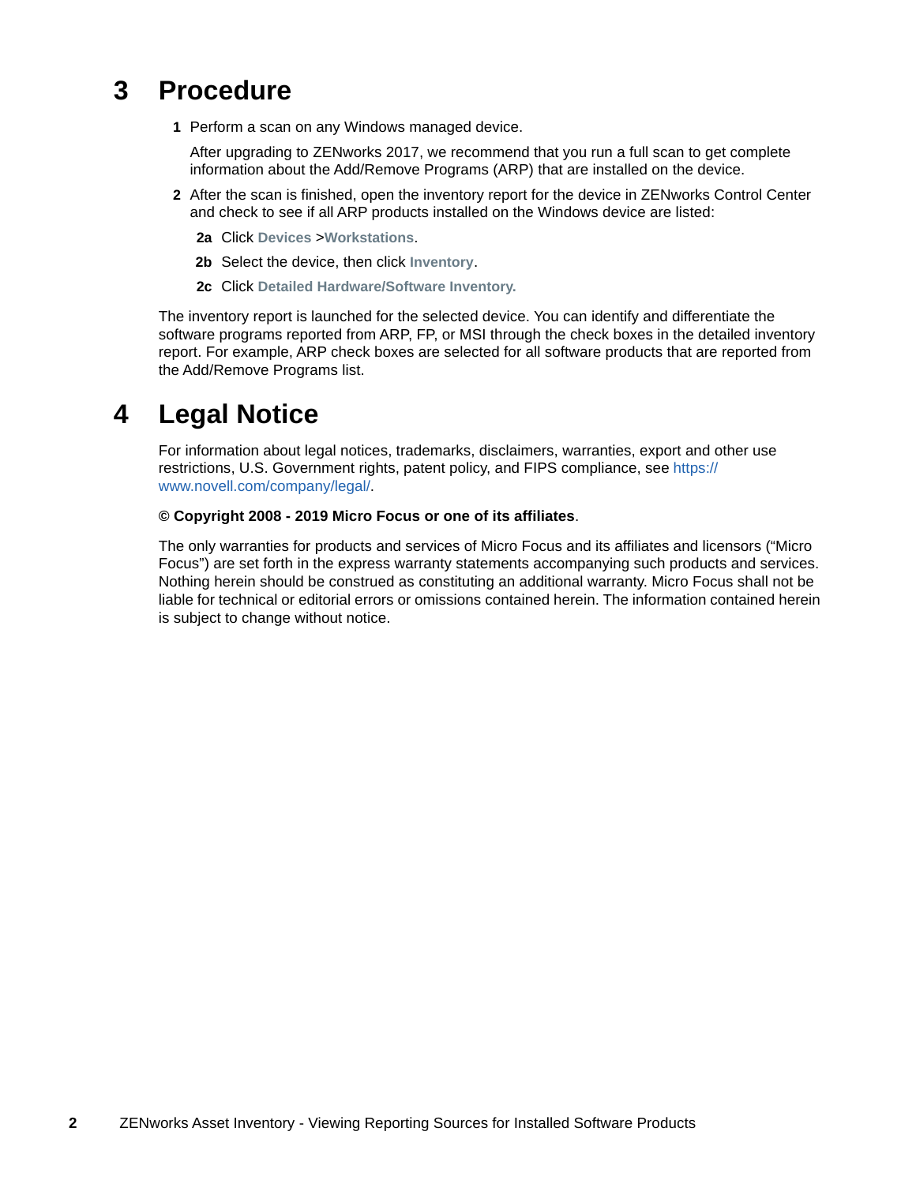# 3 Procedure

**1** Perform a scan on any Windows managed device.

After upgrading to ZENworks 2017, we recommend that you run a full scan to get complete information about the Add/Remove Programs (ARP) that are installed on the device.

**2** After the scan is finished, open the inventory report for the device in ZENworks Control Center and check to see if all ARP products installed on the Windows device are listed:

**2a** Click **Devices** >**Workstations**.

**2b** Select the device, then click **Inventory**.

**2c** Click **Detailed Hardware/Software Inventory.**

The inventory report is launched for the selected device. You can identify and differentiate the software programs reported from ARP, FP, or MSI through the check boxes in the detailed inventory report. For example, ARP check boxes are selected for all software products that are reported from the Add/Remove Programs list.

# 4 Legal Notice

For information about legal notices, trademarks, disclaimers, warranties, export and other use restrictions, U.S. Government rights, patent policy, and FIPS compliance, see https://www.novell.com/company/legal/.

**© Copyright 2008 - 2019 Micro Focus or one of its affiliates**.

The only warranties for products and services of Micro Focus and its affiliates and licensors ("Micro Focus") are set forth in the express warranty statements accompanying such products and services. Nothing herein should be construed as constituting an additional warranty. Micro Focus shall not be liable for technical or editorial errors or omissions contained herein. The information contained herein is subject to change without notice.